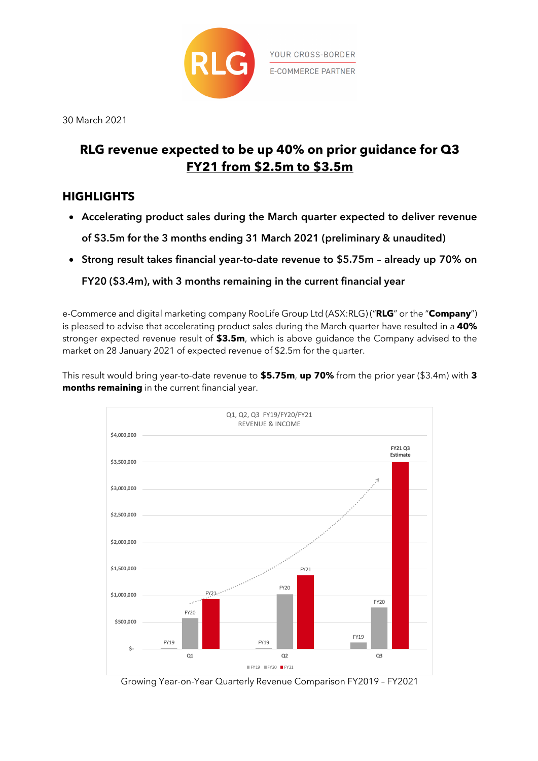30 March 2021

# RLG revenue expected to be up 40% on prior guidance for Q3 FY21 from $2.5m to $3.5m

## HIGHLIGHTS

- **Accelerating product sales during the March quarter expected to deliver revenue of $3.5m for the 3 months ending 31 March 2021 (preliminary & unaudited)**
- **Strong result takes financial year-to-date revenue to $5.75m – already up 70% on FY20 ($3.4m), with 3 months remaining in the current financial year**

e-Commerce and digital marketing company RooLife Group Ltd (ASX:RLG) ("**RLG**" or the "**Company**") is pleased to advise that accelerating product sales during the March quarter have resulted in a **40%** stronger expected revenue result of **$3.5m**, which is above guidance the Company advised to the market on 28 January 2021 of expected revenue of $2.5m for the quarter.

This result would bring year-to-date revenue to **$5.75m**, **up 70%** from the prior year ($3.4m) with **3 months remaining** in the current financial year.

Growing Year-on-Year Quarterly Revenue Comparison FY2019 – FY2021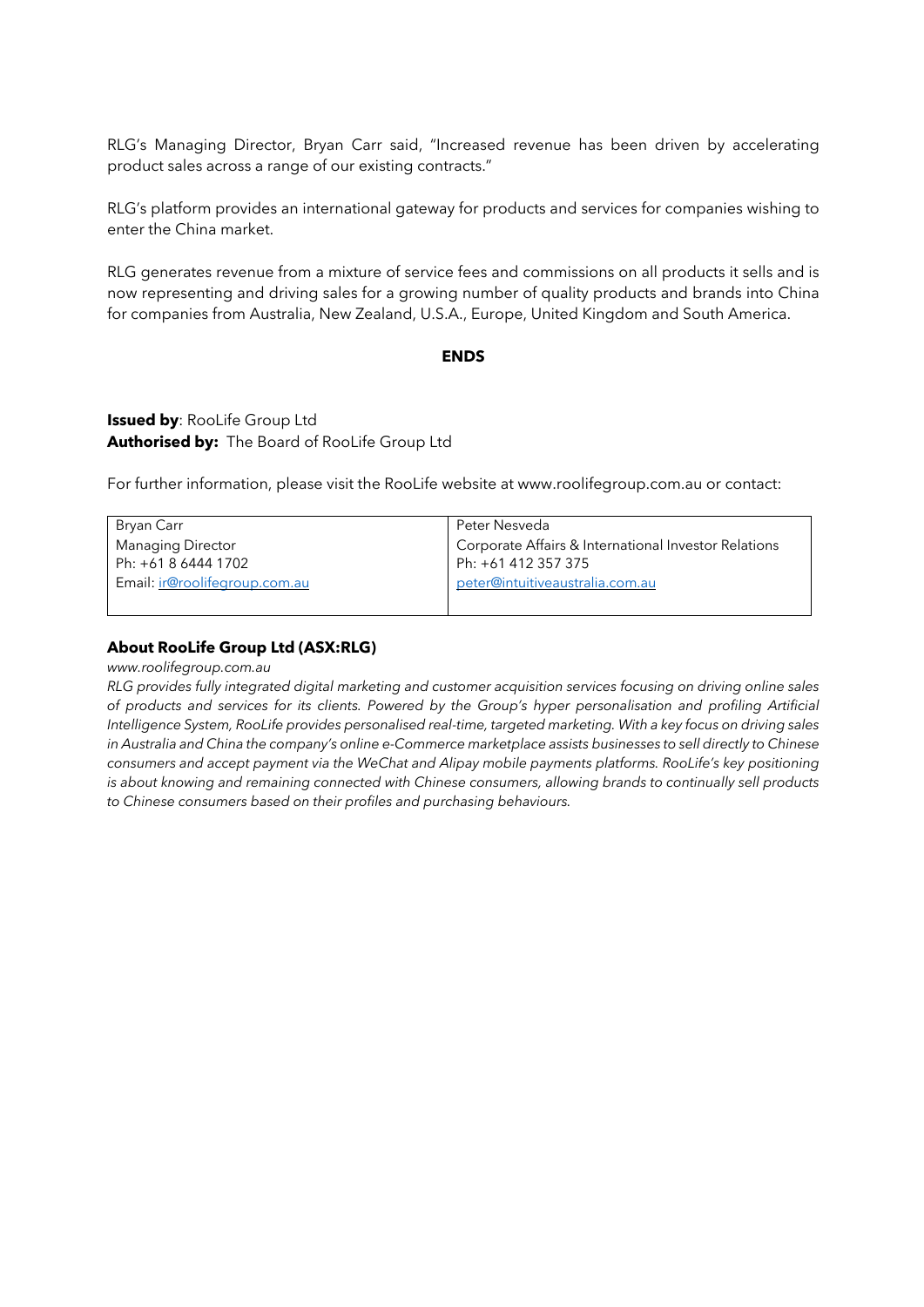RLG's Managing Director, Bryan Carr said, "Increased revenue has been driven by accelerating product sales across a range of our existing contracts."

RLG's platform provides an international gateway for products and services for companies wishing to enter the China market.

RLG generates revenue from a mixture of service fees and commissions on all products it sells and is now representing and driving sales for a growing number of quality products and brands into China for companies from Australia, New Zealand, U.S.A., Europe, United Kingdom and South America.

**ENDS**

**Issued by**: RooLife Group Ltd
**Authorised by:** The Board of RooLife Group Ltd

For further information, please visit the RooLife website at www.roolifegroup.com.au or contact:

| | |
|---|---|
| Bryan Carr<br>Managing Director<br>Ph: +61 8 6444 1702<br>Email: ir@roolifegroup.com.au | Peter Nesveda<br>Corporate Affairs & International Investor Relations<br>Ph: +61 412 357 375<br>peter@intuitiveaustralia.com.au |

**About RooLife Group Ltd (ASX:RLG)**

*www.roolifegroup.com.au*

*RLG provides fully integrated digital marketing and customer acquisition services focusing on driving online sales of products and services for its clients. Powered by the Group's hyper personalisation and profiling Artificial Intelligence System, RooLife provides personalised real-time, targeted marketing. With a key focus on driving sales in Australia and China the company's online e-Commerce marketplace assists businesses to sell directly to Chinese consumers and accept payment via the WeChat and Alipay mobile payments platforms. RooLife's key positioning is about knowing and remaining connected with Chinese consumers, allowing brands to continually sell products to Chinese consumers based on their profiles and purchasing behaviours.*